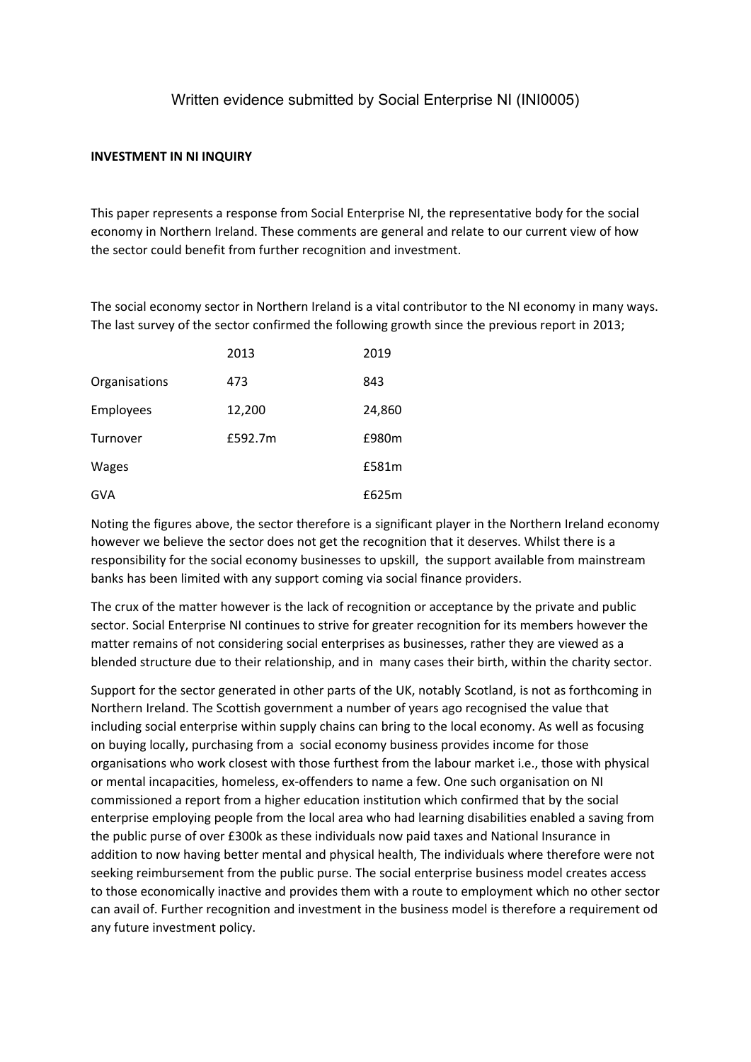Written evidence submitted by Social Enterprise NI (INI0005)

**INVESTMENT IN NI INQUIRY**

This paper represents a response from Social Enterprise NI, the representative body for the social economy in Northern Ireland. These comments are general and relate to our current view of how the sector could benefit from further recognition and investment.

The social economy sector in Northern Ireland is a vital contributor to the NI economy in many ways. The last survey of the sector confirmed the following growth since the previous report in 2013;

| | 2013 | 2019 |
|---|---|---|
| Organisations | 473 | 843 |
| Employees | 12,200 | 24,860 |
| Turnover | £592.7m | £980m |
| Wages | | £581m |
| GVA | | £625m |

Noting the figures above, the sector therefore is a significant player in the Northern Ireland economy however we believe the sector does not get the recognition that it deserves. Whilst there is a responsibility for the social economy businesses to upskill, the support available from mainstream banks has been limited with any support coming via social finance providers.

The crux of the matter however is the lack of recognition or acceptance by the private and public sector. Social Enterprise NI continues to strive for greater recognition for its members however the matter remains of not considering social enterprises as businesses, rather they are viewed as a blended structure due to their relationship, and in many cases their birth, within the charity sector.

Support for the sector generated in other parts of the UK, notably Scotland, is not as forthcoming in Northern Ireland. The Scottish government a number of years ago recognised the value that including social enterprise within supply chains can bring to the local economy. As well as focusing on buying locally, purchasing from a social economy business provides income for those organisations who work closest with those furthest from the labour market i.e., those with physical or mental incapacities, homeless, ex-offenders to name a few. One such organisation on NI commissioned a report from a higher education institution which confirmed that by the social enterprise employing people from the local area who had learning disabilities enabled a saving from the public purse of over £300k as these individuals now paid taxes and National Insurance in addition to now having better mental and physical health, The individuals where therefore were not seeking reimbursement from the public purse. The social enterprise business model creates access to those economically inactive and provides them with a route to employment which no other sector can avail of. Further recognition and investment in the business model is therefore a requirement od any future investment policy.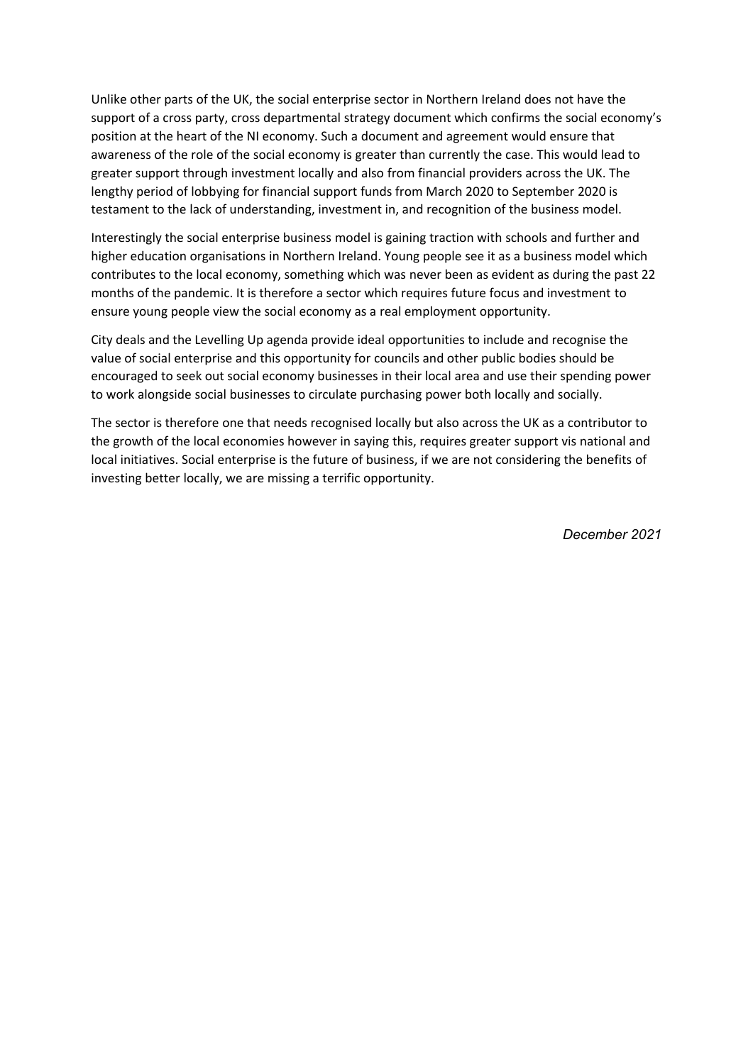Unlike other parts of the UK, the social enterprise sector in Northern Ireland does not have the support of a cross party, cross departmental strategy document which confirms the social economy's position at the heart of the NI economy. Such a document and agreement would ensure that awareness of the role of the social economy is greater than currently the case. This would lead to greater support through investment locally and also from financial providers across the UK. The lengthy period of lobbying for financial support funds from March 2020 to September 2020 is testament to the lack of understanding, investment in, and recognition of the business model.

Interestingly the social enterprise business model is gaining traction with schools and further and higher education organisations in Northern Ireland. Young people see it as a business model which contributes to the local economy, something which was never been as evident as during the past 22 months of the pandemic. It is therefore a sector which requires future focus and investment to ensure young people view the social economy as a real employment opportunity.

City deals and the Levelling Up agenda provide ideal opportunities to include and recognise the value of social enterprise and this opportunity for councils and other public bodies should be encouraged to seek out social economy businesses in their local area and use their spending power to work alongside social businesses to circulate purchasing power both locally and socially.

The sector is therefore one that needs recognised locally but also across the UK as a contributor to the growth of the local economies however in saying this, requires greater support vis national and local initiatives. Social enterprise is the future of business, if we are not considering the benefits of investing better locally, we are missing a terrific opportunity.

*December 2021*